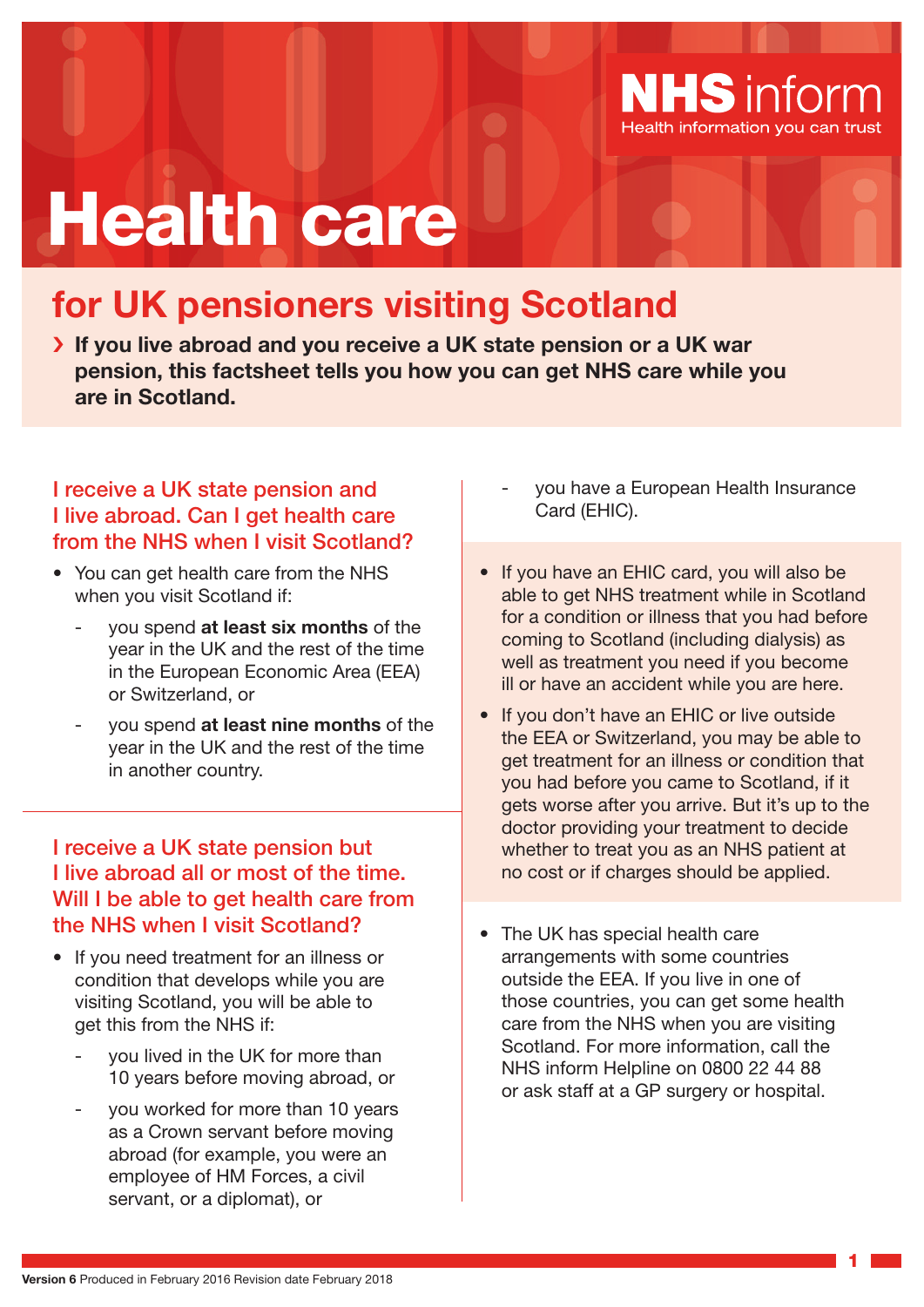NHS inform
Health information you can trust

# Health care

## for UK pensioners visiting Scotland

› **If you live abroad and you receive a UK state pension or a UK war pension, this factsheet tells you how you can get NHS care while you are in Scotland.**

### I receive a UK state pension and I live abroad. Can I get health care from the NHS when I visit Scotland?

- You can get health care from the NHS when you visit Scotland if:
  - you spend **at least six months** of the year in the UK and the rest of the time in the European Economic Area (EEA) or Switzerland, or
  - you spend **at least nine months** of the year in the UK and the rest of the time in another country.

### I receive a UK state pension but I live abroad all or most of the time. Will I be able to get health care from the NHS when I visit Scotland?

- If you need treatment for an illness or condition that develops while you are visiting Scotland, you will be able to get this from the NHS if:
  - you lived in the UK for more than 10 years before moving abroad, or
  - you worked for more than 10 years as a Crown servant before moving abroad (for example, you were an employee of HM Forces, a civil servant, or a diplomat), or
  - you have a European Health Insurance Card (EHIC).

- If you have an EHIC card, you will also be able to get NHS treatment while in Scotland for a condition or illness that you had before coming to Scotland (including dialysis) as well as treatment you need if you become ill or have an accident while you are here.
- If you don't have an EHIC or live outside the EEA or Switzerland, you may be able to get treatment for an illness or condition that you had before you came to Scotland, if it gets worse after you arrive. But it's up to the doctor providing your treatment to decide whether to treat you as an NHS patient at no cost or if charges should be applied.

- The UK has special health care arrangements with some countries outside the EEA. If you live in one of those countries, you can get some health care from the NHS when you are visiting Scotland. For more information, call the NHS inform Helpline on 0800 22 44 88 or ask staff at a GP surgery or hospital.

**Version 6** Produced in February 2016 Revision date February 2018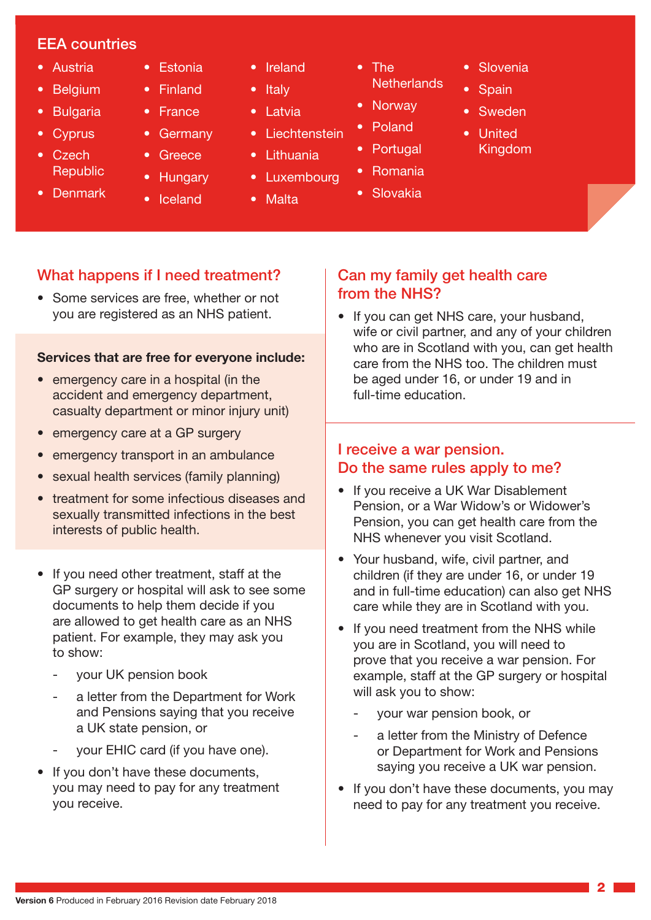## EEA countries

- Austria
- Belgium
- Bulgaria
- Cyprus
- Czech Republic
- Denmark
- Estonia
- Finland
- France
- Germany
- Greece
- Hungary
- Iceland
- Ireland
- Italy
- Latvia
- Liechtenstein
- Lithuania
- Luxembourg
- Malta
- The Netherlands
- Norway
- Poland
- Portugal
- Romania
- Slovakia
- Slovenia
- Spain
- Sweden
- United Kingdom

## What happens if I need treatment?

- Some services are free, whether or not you are registered as an NHS patient.

**Services that are free for everyone include:**

- emergency care in a hospital (in the accident and emergency department, casualty department or minor injury unit)
- emergency care at a GP surgery
- emergency transport in an ambulance
- sexual health services (family planning)
- treatment for some infectious diseases and sexually transmitted infections in the best interests of public health.

- If you need other treatment, staff at the GP surgery or hospital will ask to see some documents to help them decide if you are allowed to get health care as an NHS patient. For example, they may ask you to show:
  - your UK pension book
  - a letter from the Department for Work and Pensions saying that you receive a UK state pension, or
  - your EHIC card (if you have one).
- If you don't have these documents, you may need to pay for any treatment you receive.

## Can my family get health care from the NHS?

- If you can get NHS care, your husband, wife or civil partner, and any of your children who are in Scotland with you, can get health care from the NHS too. The children must be aged under 16, or under 19 and in full-time education.

## I receive a war pension. Do the same rules apply to me?

- If you receive a UK War Disablement Pension, or a War Widow's or Widower's Pension, you can get health care from the NHS whenever you visit Scotland.
- Your husband, wife, civil partner, and children (if they are under 16, or under 19 and in full-time education) can also get NHS care while they are in Scotland with you.
- If you need treatment from the NHS while you are in Scotland, you will need to prove that you receive a war pension. For example, staff at the GP surgery or hospital will ask you to show:
  - your war pension book, or
  - a letter from the Ministry of Defence or Department for Work and Pensions saying you receive a UK war pension.
- If you don't have these documents, you may need to pay for any treatment you receive.

**Version 6** Produced in February 2016 Revision date February 2018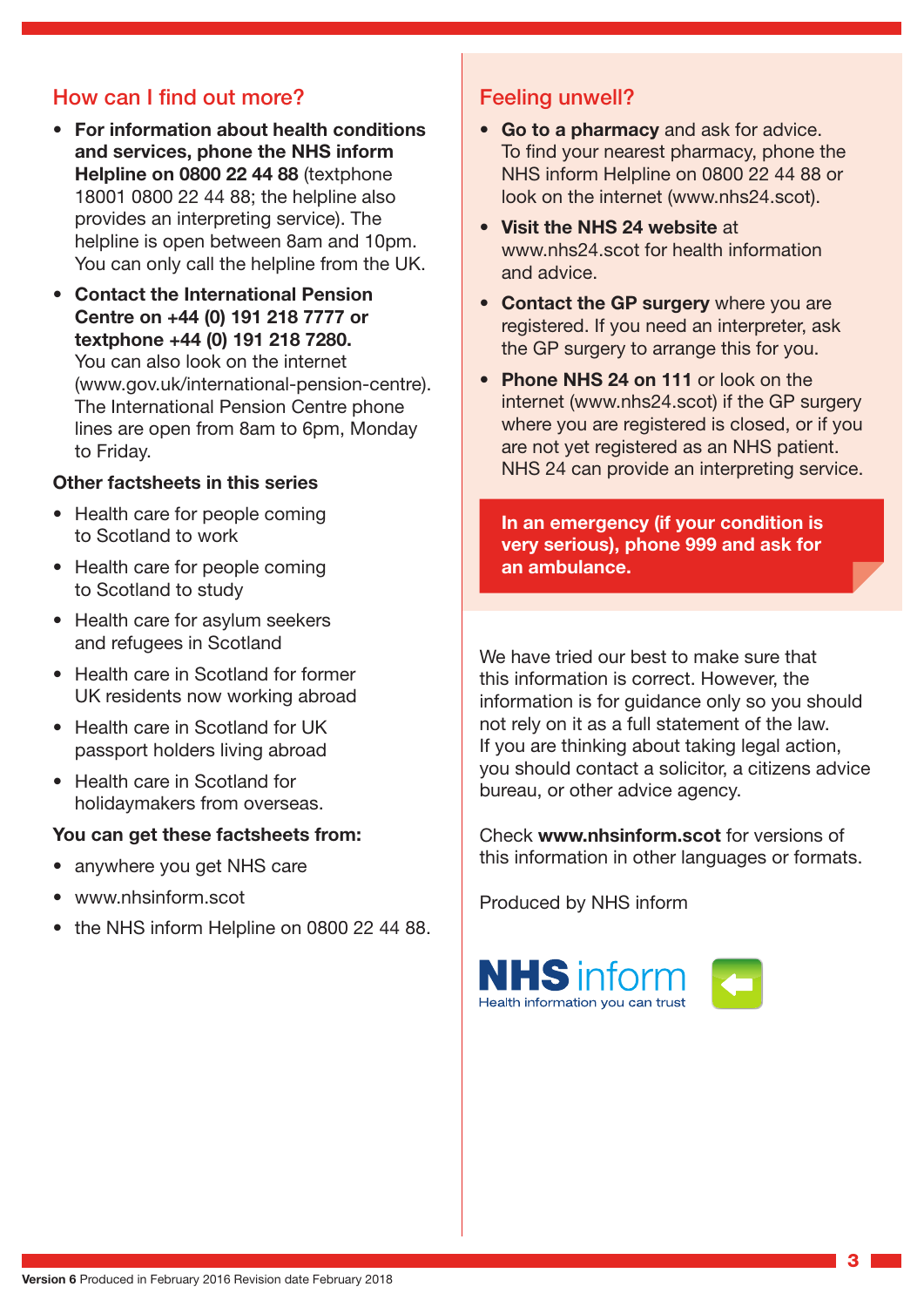## How can I find out more?

- **For information about health conditions and services, phone the NHS inform Helpline on 0800 22 44 88** (textphone 18001 0800 22 44 88; the helpline also provides an interpreting service). The helpline is open between 8am and 10pm. You can only call the helpline from the UK.
- **Contact the International Pension Centre on +44 (0) 191 218 7777 or textphone +44 (0) 191 218 7280.** You can also look on the internet (www.gov.uk/international-pension-centre). The International Pension Centre phone lines are open from 8am to 6pm, Monday to Friday.

### Other factsheets in this series

- Health care for people coming to Scotland to work
- Health care for people coming to Scotland to study
- Health care for asylum seekers and refugees in Scotland
- Health care in Scotland for former UK residents now working abroad
- Health care in Scotland for UK passport holders living abroad
- Health care in Scotland for holidaymakers from overseas.

### You can get these factsheets from:

- anywhere you get NHS care
- www.nhsinform.scot
- the NHS inform Helpline on 0800 22 44 88.

## Feeling unwell?

- **Go to a pharmacy** and ask for advice. To find your nearest pharmacy, phone the NHS inform Helpline on 0800 22 44 88 or look on the internet (www.nhs24.scot).
- **Visit the NHS 24 website** at www.nhs24.scot for health information and advice.
- **Contact the GP surgery** where you are registered. If you need an interpreter, ask the GP surgery to arrange this for you.
- **Phone NHS 24 on 111** or look on the internet (www.nhs24.scot) if the GP surgery where you are registered is closed, or if you are not yet registered as an NHS patient. NHS 24 can provide an interpreting service.

**In an emergency (if your condition is very serious), phone 999 and ask for an ambulance.**

We have tried our best to make sure that this information is correct. However, the information is for guidance only so you should not rely on it as a full statement of the law. If you are thinking about taking legal action, you should contact a solicitor, a citizens advice bureau, or other advice agency.

Check **www.nhsinform.scot** for versions of this information in other languages or formats.

Produced by NHS inform

NHS inform
Health information you can trust

**Version 6** Produced in February 2016 Revision date February 2018